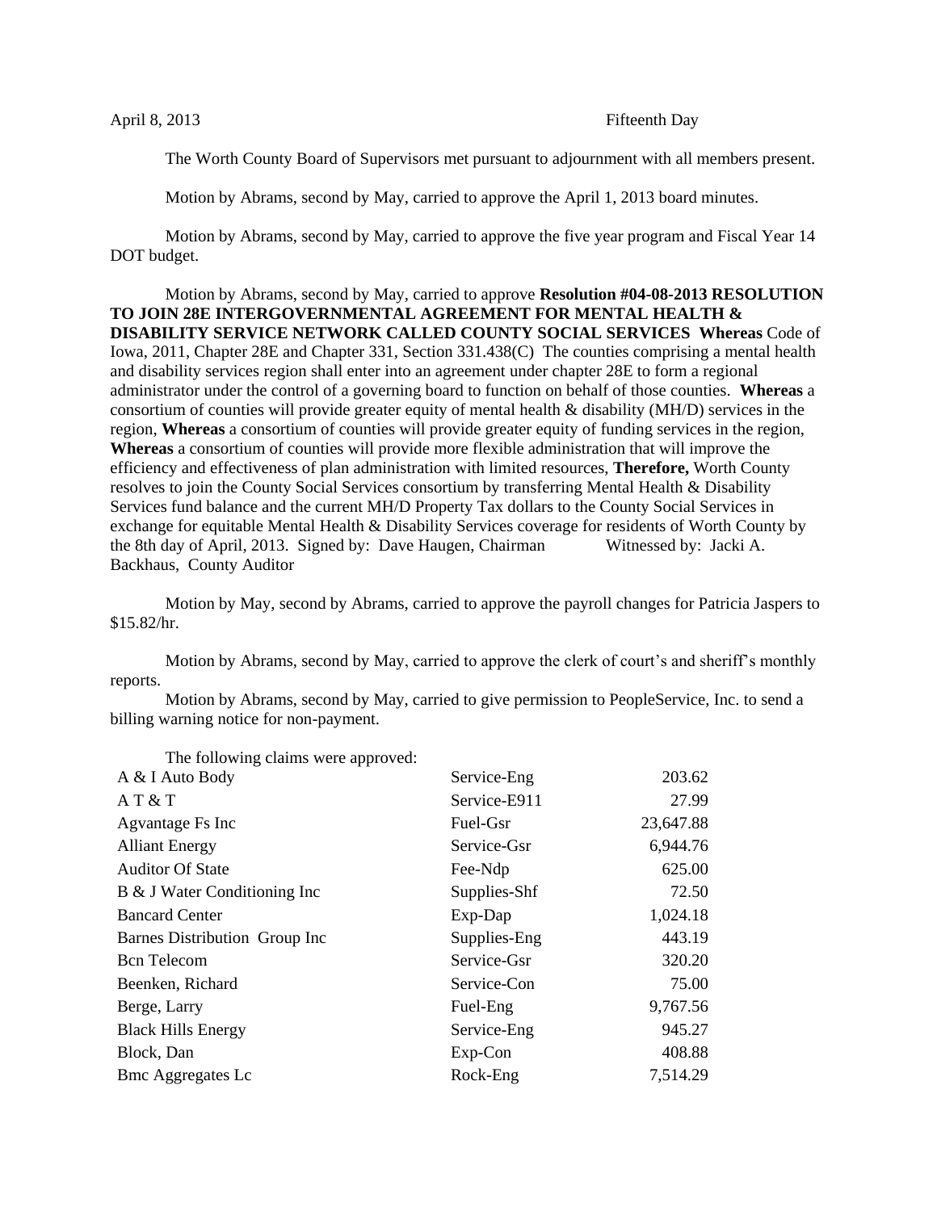April 8, 2013 Fifteenth Day

The Worth County Board of Supervisors met pursuant to adjournment with all members present.

Motion by Abrams, second by May, carried to approve the April 1, 2013 board minutes.

Motion by Abrams, second by May, carried to approve the five year program and Fiscal Year 14 DOT budget.

Motion by Abrams, second by May, carried to approve **Resolution #04-08-2013 RESOLUTION TO JOIN 28E INTERGOVERNMENTAL AGREEMENT FOR MENTAL HEALTH & DISABILITY SERVICE NETWORK CALLED COUNTY SOCIAL SERVICES** **Whereas** Code of Iowa, 2011, Chapter 28E and Chapter 331, Section 331.438(C) The counties comprising a mental health and disability services region shall enter into an agreement under chapter 28E to form a regional administrator under the control of a governing board to function on behalf of those counties. **Whereas** a consortium of counties will provide greater equity of mental health & disability (MH/D) services in the region, **Whereas** a consortium of counties will provide greater equity of funding services in the region, **Whereas** a consortium of counties will provide more flexible administration that will improve the efficiency and effectiveness of plan administration with limited resources, **Therefore,** Worth County resolves to join the County Social Services consortium by transferring Mental Health & Disability Services fund balance and the current MH/D Property Tax dollars to the County Social Services in exchange for equitable Mental Health & Disability Services coverage for residents of Worth County by the 8th day of April, 2013. Signed by: Dave Haugen, Chairman Witnessed by: Jacki A. Backhaus, County Auditor

Motion by May, second by Abrams, carried to approve the payroll changes for Patricia Jaspers to $15.82/hr.

Motion by Abrams, second by May, carried to approve the clerk of court's and sheriff's monthly reports.

Motion by Abrams, second by May, carried to give permission to PeopleService, Inc. to send a billing warning notice for non-payment.

The following claims were approved:

| | | |
|---|---|---|
| A & I Auto Body | Service-Eng | 203.62 |
| A T & T | Service-E911 | 27.99 |
| Agvantage Fs Inc | Fuel-Gsr | 23,647.88 |
| Alliant Energy | Service-Gsr | 6,944.76 |
| Auditor Of State | Fee-Ndp | 625.00 |
| B & J Water Conditioning Inc | Supplies-Shf | 72.50 |
| Bancard Center | Exp-Dap | 1,024.18 |
| Barnes Distribution Group Inc | Supplies-Eng | 443.19 |
| Bcn Telecom | Service-Gsr | 320.20 |
| Beenken, Richard | Service-Con | 75.00 |
| Berge, Larry | Fuel-Eng | 9,767.56 |
| Black Hills Energy | Service-Eng | 945.27 |
| Block, Dan | Exp-Con | 408.88 |
| Bmc Aggregates Lc | Rock-Eng | 7,514.29 |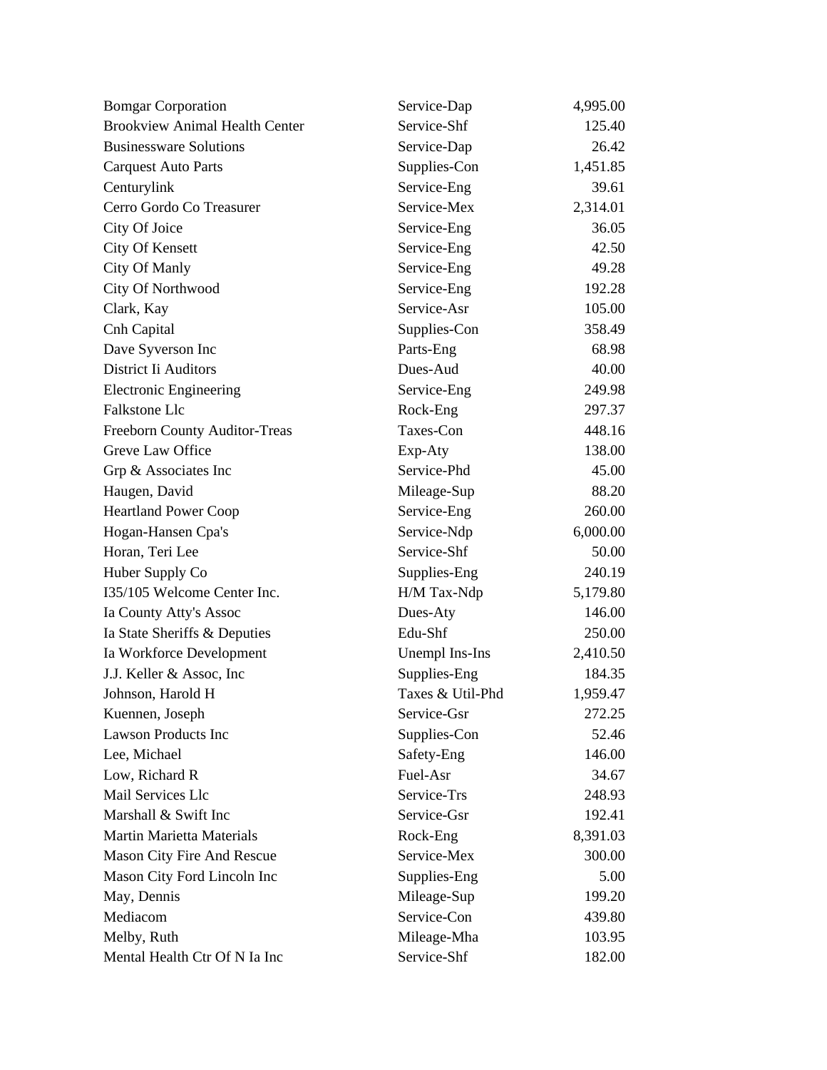| | | |
|---|---|---|
| Bomgar Corporation | Service-Dap | 4,995.00 |
| Brookview Animal Health Center | Service-Shf | 125.40 |
| Businessware Solutions | Service-Dap | 26.42 |
| Carquest Auto Parts | Supplies-Con | 1,451.85 |
| Centurylink | Service-Eng | 39.61 |
| Cerro Gordo Co Treasurer | Service-Mex | 2,314.01 |
| City Of Joice | Service-Eng | 36.05 |
| City Of Kensett | Service-Eng | 42.50 |
| City Of Manly | Service-Eng | 49.28 |
| City Of Northwood | Service-Eng | 192.28 |
| Clark, Kay | Service-Asr | 105.00 |
| Cnh Capital | Supplies-Con | 358.49 |
| Dave Syverson Inc | Parts-Eng | 68.98 |
| District Ii Auditors | Dues-Aud | 40.00 |
| Electronic Engineering | Service-Eng | 249.98 |
| Falkstone Llc | Rock-Eng | 297.37 |
| Freeborn County Auditor-Treas | Taxes-Con | 448.16 |
| Greve Law Office | Exp-Aty | 138.00 |
| Grp & Associates Inc | Service-Phd | 45.00 |
| Haugen, David | Mileage-Sup | 88.20 |
| Heartland Power Coop | Service-Eng | 260.00 |
| Hogan-Hansen Cpa's | Service-Ndp | 6,000.00 |
| Horan, Teri Lee | Service-Shf | 50.00 |
| Huber Supply Co | Supplies-Eng | 240.19 |
| I35/105 Welcome Center Inc. | H/M Tax-Ndp | 5,179.80 |
| Ia County Atty's Assoc | Dues-Aty | 146.00 |
| Ia State Sheriffs & Deputies | Edu-Shf | 250.00 |
| Ia Workforce Development | Unempl Ins-Ins | 2,410.50 |
| J.J. Keller & Assoc, Inc | Supplies-Eng | 184.35 |
| Johnson, Harold H | Taxes & Util-Phd | 1,959.47 |
| Kuennen, Joseph | Service-Gsr | 272.25 |
| Lawson Products Inc | Supplies-Con | 52.46 |
| Lee, Michael | Safety-Eng | 146.00 |
| Low, Richard R | Fuel-Asr | 34.67 |
| Mail Services Llc | Service-Trs | 248.93 |
| Marshall & Swift Inc | Service-Gsr | 192.41 |
| Martin Marietta Materials | Rock-Eng | 8,391.03 |
| Mason City Fire And Rescue | Service-Mex | 300.00 |
| Mason City Ford Lincoln Inc | Supplies-Eng | 5.00 |
| May, Dennis | Mileage-Sup | 199.20 |
| Mediacom | Service-Con | 439.80 |
| Melby, Ruth | Mileage-Mha | 103.95 |
| Mental Health Ctr Of N Ia Inc | Service-Shf | 182.00 |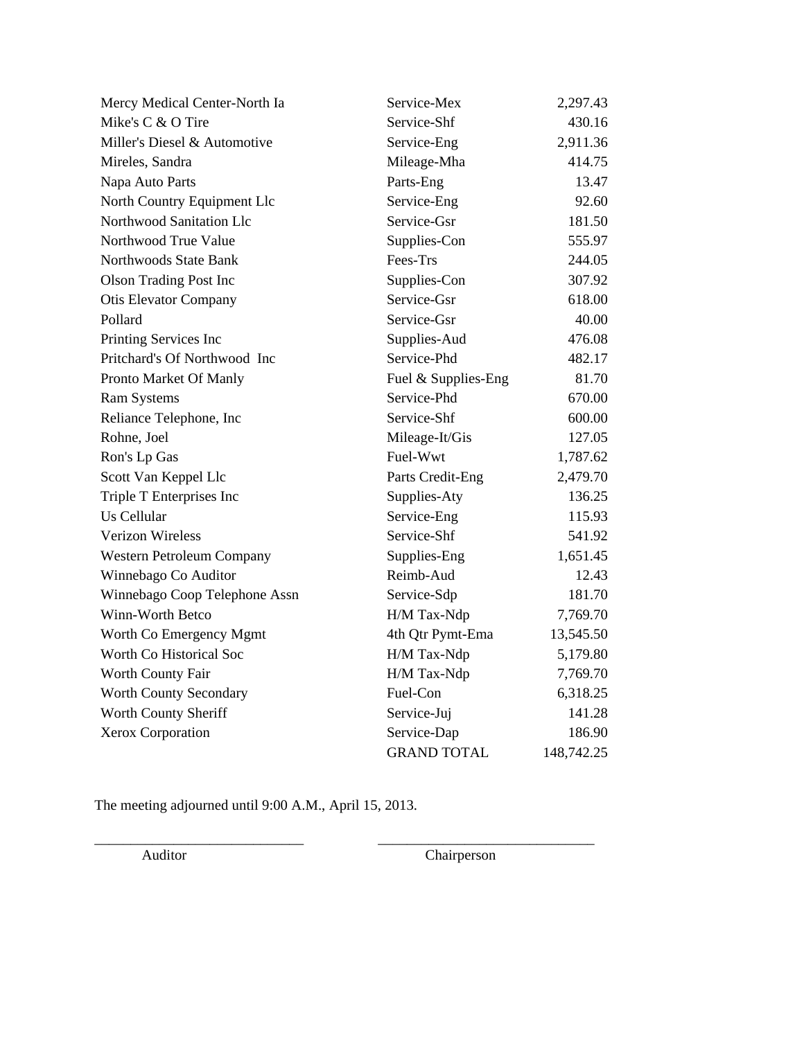| | | |
|---|---|---|
| Mercy Medical Center-North Ia | Service-Mex | 2,297.43 |
| Mike's C & O Tire | Service-Shf | 430.16 |
| Miller's Diesel & Automotive | Service-Eng | 2,911.36 |
| Mireles, Sandra | Mileage-Mha | 414.75 |
| Napa Auto Parts | Parts-Eng | 13.47 |
| North Country Equipment Llc | Service-Eng | 92.60 |
| Northwood Sanitation Llc | Service-Gsr | 181.50 |
| Northwood True Value | Supplies-Con | 555.97 |
| Northwoods State Bank | Fees-Trs | 244.05 |
| Olson Trading Post Inc | Supplies-Con | 307.92 |
| Otis Elevator Company | Service-Gsr | 618.00 |
| Pollard | Service-Gsr | 40.00 |
| Printing Services Inc | Supplies-Aud | 476.08 |
| Pritchard's Of Northwood Inc | Service-Phd | 482.17 |
| Pronto Market Of Manly | Fuel & Supplies-Eng | 81.70 |
| Ram Systems | Service-Phd | 670.00 |
| Reliance Telephone, Inc | Service-Shf | 600.00 |
| Rohne, Joel | Mileage-It/Gis | 127.05 |
| Ron's Lp Gas | Fuel-Wwt | 1,787.62 |
| Scott Van Keppel Llc | Parts Credit-Eng | 2,479.70 |
| Triple T Enterprises Inc | Supplies-Aty | 136.25 |
| Us Cellular | Service-Eng | 115.93 |
| Verizon Wireless | Service-Shf | 541.92 |
| Western Petroleum Company | Supplies-Eng | 1,651.45 |
| Winnebago Co Auditor | Reimb-Aud | 12.43 |
| Winnebago Coop Telephone Assn | Service-Sdp | 181.70 |
| Winn-Worth Betco | H/M Tax-Ndp | 7,769.70 |
| Worth Co Emergency Mgmt | 4th Qtr Pymt-Ema | 13,545.50 |
| Worth Co Historical Soc | H/M Tax-Ndp | 5,179.80 |
| Worth County Fair | H/M Tax-Ndp | 7,769.70 |
| Worth County Secondary | Fuel-Con | 6,318.25 |
| Worth County Sheriff | Service-Juj | 141.28 |
| Xerox Corporation | Service-Dap | 186.90 |
| | GRAND TOTAL | 148,742.25 |

The meeting adjourned until 9:00 A.M., April 15, 2013.

\_\_\_\_\_\_\_\_\_\_\_\_\_\_\_\_\_\_\_\_\_\_\_\_\_\_\_\_ \_\_\_\_\_\_\_\_\_\_\_\_\_\_\_\_\_\_\_\_\_\_\_\_\_\_\_\_\_

Auditor Chairperson